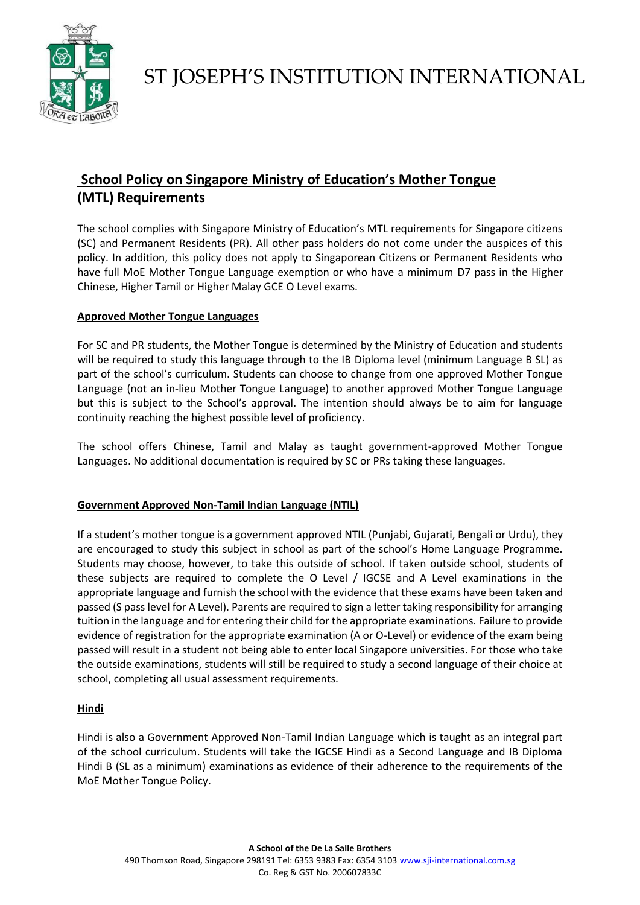# ST JOSEPH'S INSTITUTION INTERNATIONAL

## School Policy on Singapore Ministry of Education's Mother Tongue (MTL) Requirements

The school complies with Singapore Ministry of Education's MTL requirements for Singapore citizens (SC) and Permanent Residents (PR). All other pass holders do not come under the auspices of this policy. In addition, this policy does not apply to Singaporean Citizens or Permanent Residents who have full MoE Mother Tongue Language exemption or who have a minimum D7 pass in the Higher Chinese, Higher Tamil or Higher Malay GCE O Level exams.

### Approved Mother Tongue Languages

For SC and PR students, the Mother Tongue is determined by the Ministry of Education and students will be required to study this language through to the IB Diploma level (minimum Language B SL) as part of the school's curriculum. Students can choose to change from one approved Mother Tongue Language (not an in-lieu Mother Tongue Language) to another approved Mother Tongue Language but this is subject to the School's approval. The intention should always be to aim for language continuity reaching the highest possible level of proficiency.

The school offers Chinese, Tamil and Malay as taught government-approved Mother Tongue Languages. No additional documentation is required by SC or PRs taking these languages.

### Government Approved Non-Tamil Indian Language (NTIL)

If a student's mother tongue is a government approved NTIL (Punjabi, Gujarati, Bengali or Urdu), they are encouraged to study this subject in school as part of the school's Home Language Programme. Students may choose, however, to take this outside of school. If taken outside school, students of these subjects are required to complete the O Level / IGCSE and A Level examinations in the appropriate language and furnish the school with the evidence that these exams have been taken and passed (S pass level for A Level). Parents are required to sign a letter taking responsibility for arranging tuition in the language and for entering their child for the appropriate examinations. Failure to provide evidence of registration for the appropriate examination (A or O-Level) or evidence of the exam being passed will result in a student not being able to enter local Singapore universities. For those who take the outside examinations, students will still be required to study a second language of their choice at school, completing all usual assessment requirements.

### Hindi

Hindi is also a Government Approved Non-Tamil Indian Language which is taught as an integral part of the school curriculum. Students will take the IGCSE Hindi as a Second Language and IB Diploma Hindi B (SL as a minimum) examinations as evidence of their adherence to the requirements of the MoE Mother Tongue Policy.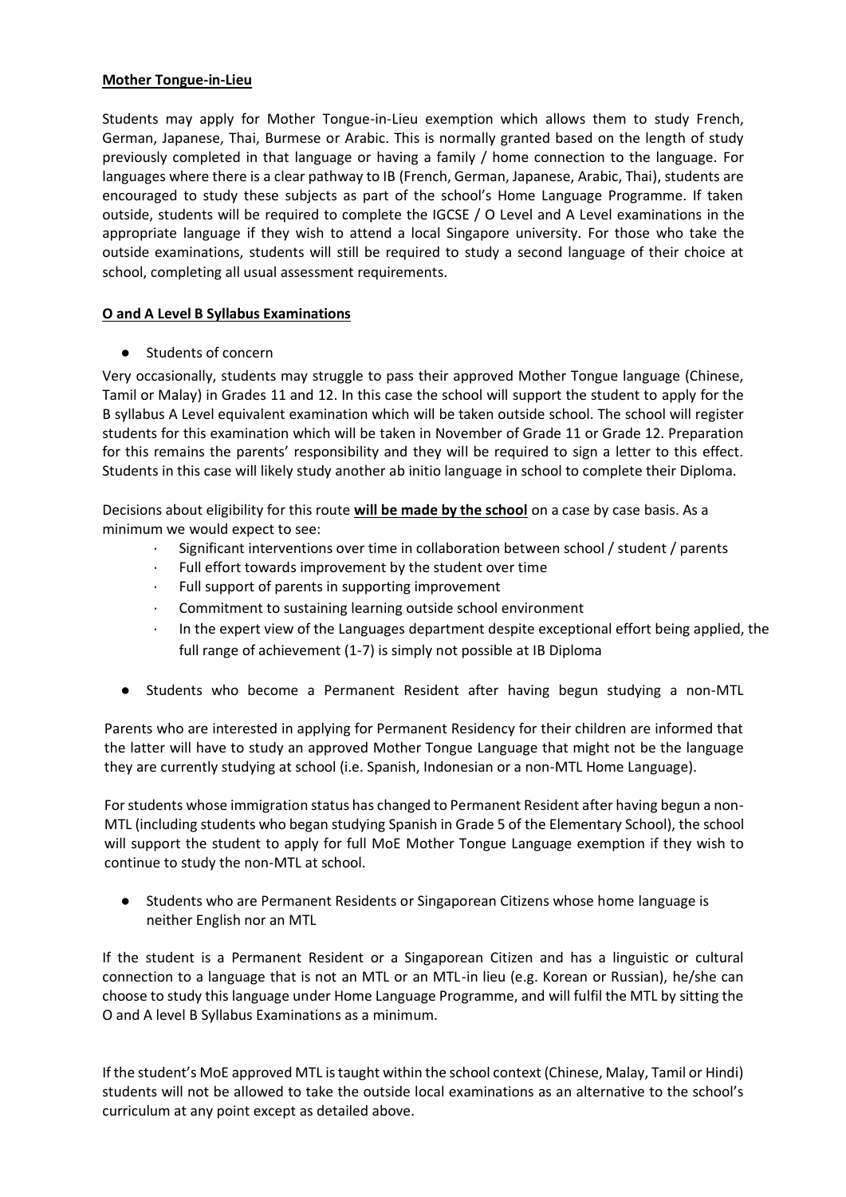**Mother Tongue-in-Lieu**

Students may apply for Mother Tongue-in-Lieu exemption which allows them to study French, German, Japanese, Thai, Burmese or Arabic. This is normally granted based on the length of study previously completed in that language or having a family / home connection to the language. For languages where there is a clear pathway to IB (French, German, Japanese, Arabic, Thai), students are encouraged to study these subjects as part of the school's Home Language Programme. If taken outside, students will be required to complete the IGCSE / O Level and A Level examinations in the appropriate language if they wish to attend a local Singapore university. For those who take the outside examinations, students will still be required to study a second language of their choice at school, completing all usual assessment requirements.

**O and A Level B Syllabus Examinations**

- Students of concern

Very occasionally, students may struggle to pass their approved Mother Tongue language (Chinese, Tamil or Malay) in Grades 11 and 12. In this case the school will support the student to apply for the B syllabus A Level equivalent examination which will be taken outside school. The school will register students for this examination which will be taken in November of Grade 11 or Grade 12. Preparation for this remains the parents' responsibility and they will be required to sign a letter to this effect. Students in this case will likely study another ab initio language in school to complete their Diploma.

Decisions about eligibility for this route **will be made by the school** on a case by case basis. As a minimum we would expect to see:

- Significant interventions over time in collaboration between school / student / parents
- Full effort towards improvement by the student over time
- Full support of parents in supporting improvement
- Commitment to sustaining learning outside school environment
- In the expert view of the Languages department despite exceptional effort being applied, the full range of achievement (1-7) is simply not possible at IB Diploma

- Students who become a Permanent Resident after having begun studying a non-MTL

Parents who are interested in applying for Permanent Residency for their children are informed that the latter will have to study an approved Mother Tongue Language that might not be the language they are currently studying at school (i.e. Spanish, Indonesian or a non-MTL Home Language).

For students whose immigration status has changed to Permanent Resident after having begun a non-MTL (including students who began studying Spanish in Grade 5 of the Elementary School), the school will support the student to apply for full MoE Mother Tongue Language exemption if they wish to continue to study the non-MTL at school.

- Students who are Permanent Residents or Singaporean Citizens whose home language is neither English nor an MTL

If the student is a Permanent Resident or a Singaporean Citizen and has a linguistic or cultural connection to a language that is not an MTL or an MTL-in lieu (e.g. Korean or Russian), he/she can choose to study this language under Home Language Programme, and will fulfil the MTL by sitting the O and A level B Syllabus Examinations as a minimum.

If the student's MoE approved MTL is taught within the school context (Chinese, Malay, Tamil or Hindi) students will not be allowed to take the outside local examinations as an alternative to the school's curriculum at any point except as detailed above.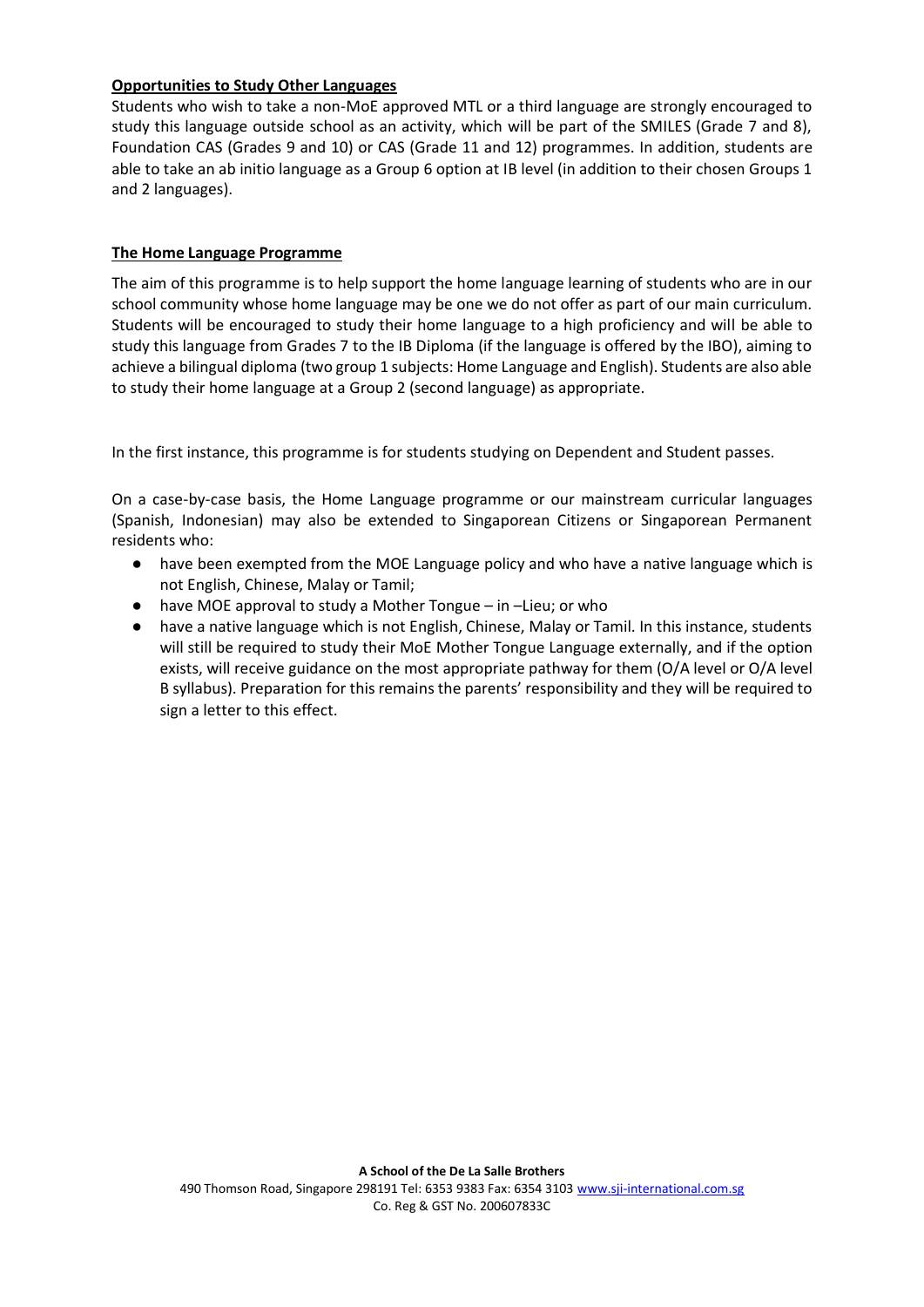**Opportunities to Study Other Languages**

Students who wish to take a non-MoE approved MTL or a third language are strongly encouraged to study this language outside school as an activity, which will be part of the SMILES (Grade 7 and 8), Foundation CAS (Grades 9 and 10) or CAS (Grade 11 and 12) programmes. In addition, students are able to take an ab initio language as a Group 6 option at IB level (in addition to their chosen Groups 1 and 2 languages).

**The Home Language Programme**

The aim of this programme is to help support the home language learning of students who are in our school community whose home language may be one we do not offer as part of our main curriculum. Students will be encouraged to study their home language to a high proficiency and will be able to study this language from Grades 7 to the IB Diploma (if the language is offered by the IBO), aiming to achieve a bilingual diploma (two group 1 subjects: Home Language and English). Students are also able to study their home language at a Group 2 (second language) as appropriate.

In the first instance, this programme is for students studying on Dependent and Student passes.

On a case-by-case basis, the Home Language programme or our mainstream curricular languages (Spanish, Indonesian) may also be extended to Singaporean Citizens or Singaporean Permanent residents who:

- have been exempted from the MOE Language policy and who have a native language which is not English, Chinese, Malay or Tamil;
- have MOE approval to study a Mother Tongue – in –Lieu; or who
- have a native language which is not English, Chinese, Malay or Tamil. In this instance, students will still be required to study their MoE Mother Tongue Language externally, and if the option exists, will receive guidance on the most appropriate pathway for them (O/A level or O/A level B syllabus). Preparation for this remains the parents' responsibility and they will be required to sign a letter to this effect.